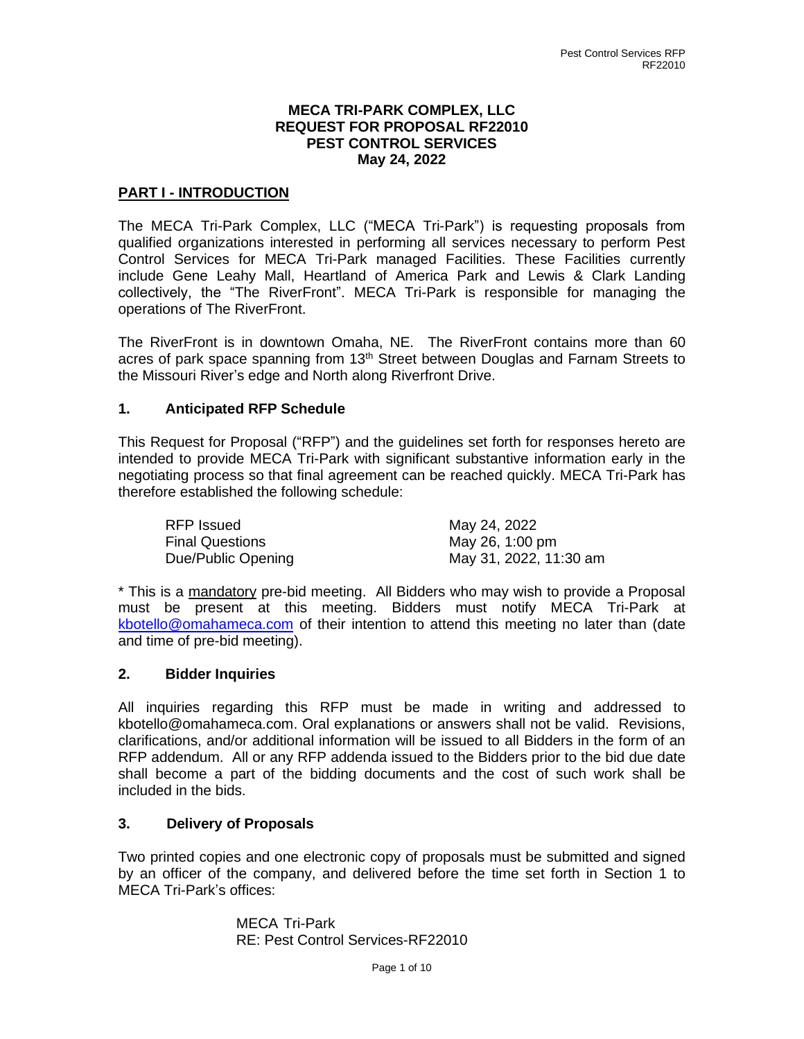**MECA TRI-PARK COMPLEX, LLC**
**REQUEST FOR PROPOSAL RF22010**
**PEST CONTROL SERVICES**
**May 24, 2022**

## PART I - INTRODUCTION

The MECA Tri-Park Complex, LLC ("MECA Tri-Park") is requesting proposals from qualified organizations interested in performing all services necessary to perform Pest Control Services for MECA Tri-Park managed Facilities. These Facilities currently include Gene Leahy Mall, Heartland of America Park and Lewis & Clark Landing collectively, the "The RiverFront". MECA Tri-Park is responsible for managing the operations of The RiverFront.

The RiverFront is in downtown Omaha, NE. The RiverFront contains more than 60 acres of park space spanning from 13th Street between Douglas and Farnam Streets to the Missouri River's edge and North along Riverfront Drive.

### 1. Anticipated RFP Schedule

This Request for Proposal ("RFP") and the guidelines set forth for responses hereto are intended to provide MECA Tri-Park with significant substantive information early in the negotiating process so that final agreement can be reached quickly. MECA Tri-Park has therefore established the following schedule:

| | |
|---|---|
| RFP Issued | May 24, 2022 |
| Final Questions | May 26, 1:00 pm |
| Due/Public Opening | May 31, 2022, 11:30 am |

\* This is a mandatory pre-bid meeting. All Bidders who may wish to provide a Proposal must be present at this meeting. Bidders must notify MECA Tri-Park at kbotello@omahameca.com of their intention to attend this meeting no later than (date and time of pre-bid meeting).

### 2. Bidder Inquiries

All inquiries regarding this RFP must be made in writing and addressed to kbotello@omahameca.com. Oral explanations or answers shall not be valid. Revisions, clarifications, and/or additional information will be issued to all Bidders in the form of an RFP addendum. All or any RFP addenda issued to the Bidders prior to the bid due date shall become a part of the bidding documents and the cost of such work shall be included in the bids.

### 3. Delivery of Proposals

Two printed copies and one electronic copy of proposals must be submitted and signed by an officer of the company, and delivered before the time set forth in Section 1 to MECA Tri-Park's offices:

MECA Tri-Park
RE: Pest Control Services-RF22010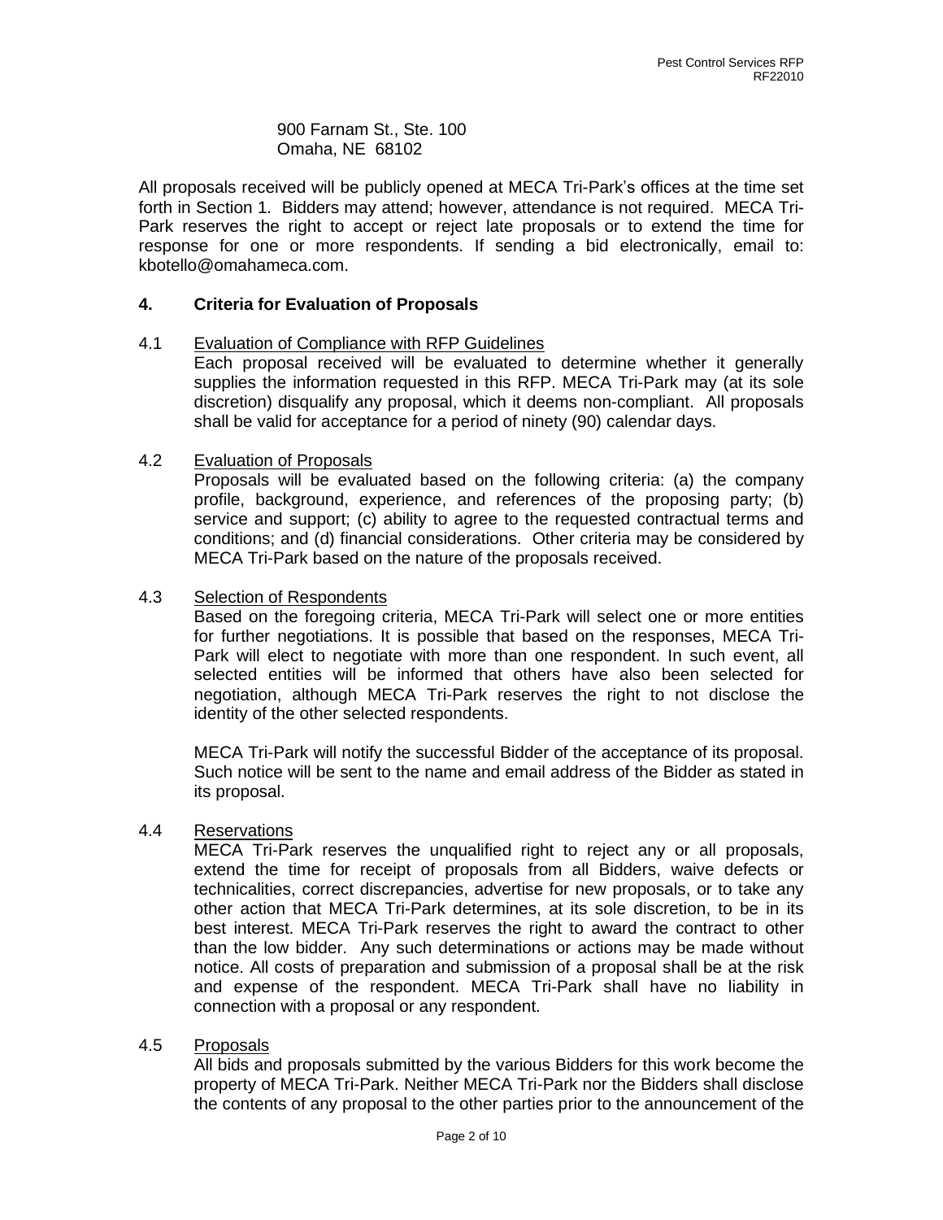900 Farnam St., Ste. 100
Omaha, NE 68102

All proposals received will be publicly opened at MECA Tri-Park's offices at the time set forth in Section 1. Bidders may attend; however, attendance is not required. MECA Tri-Park reserves the right to accept or reject late proposals or to extend the time for response for one or more respondents. If sending a bid electronically, email to: kbotello@omahameca.com.

## 4. Criteria for Evaluation of Proposals

### 4.1 Evaluation of Compliance with RFP Guidelines

Each proposal received will be evaluated to determine whether it generally supplies the information requested in this RFP. MECA Tri-Park may (at its sole discretion) disqualify any proposal, which it deems non-compliant. All proposals shall be valid for acceptance for a period of ninety (90) calendar days.

### 4.2 Evaluation of Proposals

Proposals will be evaluated based on the following criteria: (a) the company profile, background, experience, and references of the proposing party; (b) service and support; (c) ability to agree to the requested contractual terms and conditions; and (d) financial considerations. Other criteria may be considered by MECA Tri-Park based on the nature of the proposals received.

### 4.3 Selection of Respondents

Based on the foregoing criteria, MECA Tri-Park will select one or more entities for further negotiations. It is possible that based on the responses, MECA Tri-Park will elect to negotiate with more than one respondent. In such event, all selected entities will be informed that others have also been selected for negotiation, although MECA Tri-Park reserves the right to not disclose the identity of the other selected respondents.

MECA Tri-Park will notify the successful Bidder of the acceptance of its proposal. Such notice will be sent to the name and email address of the Bidder as stated in its proposal.

### 4.4 Reservations

MECA Tri-Park reserves the unqualified right to reject any or all proposals, extend the time for receipt of proposals from all Bidders, waive defects or technicalities, correct discrepancies, advertise for new proposals, or to take any other action that MECA Tri-Park determines, at its sole discretion, to be in its best interest. MECA Tri-Park reserves the right to award the contract to other than the low bidder. Any such determinations or actions may be made without notice. All costs of preparation and submission of a proposal shall be at the risk and expense of the respondent. MECA Tri-Park shall have no liability in connection with a proposal or any respondent.

### 4.5 Proposals

All bids and proposals submitted by the various Bidders for this work become the property of MECA Tri-Park. Neither MECA Tri-Park nor the Bidders shall disclose the contents of any proposal to the other parties prior to the announcement of the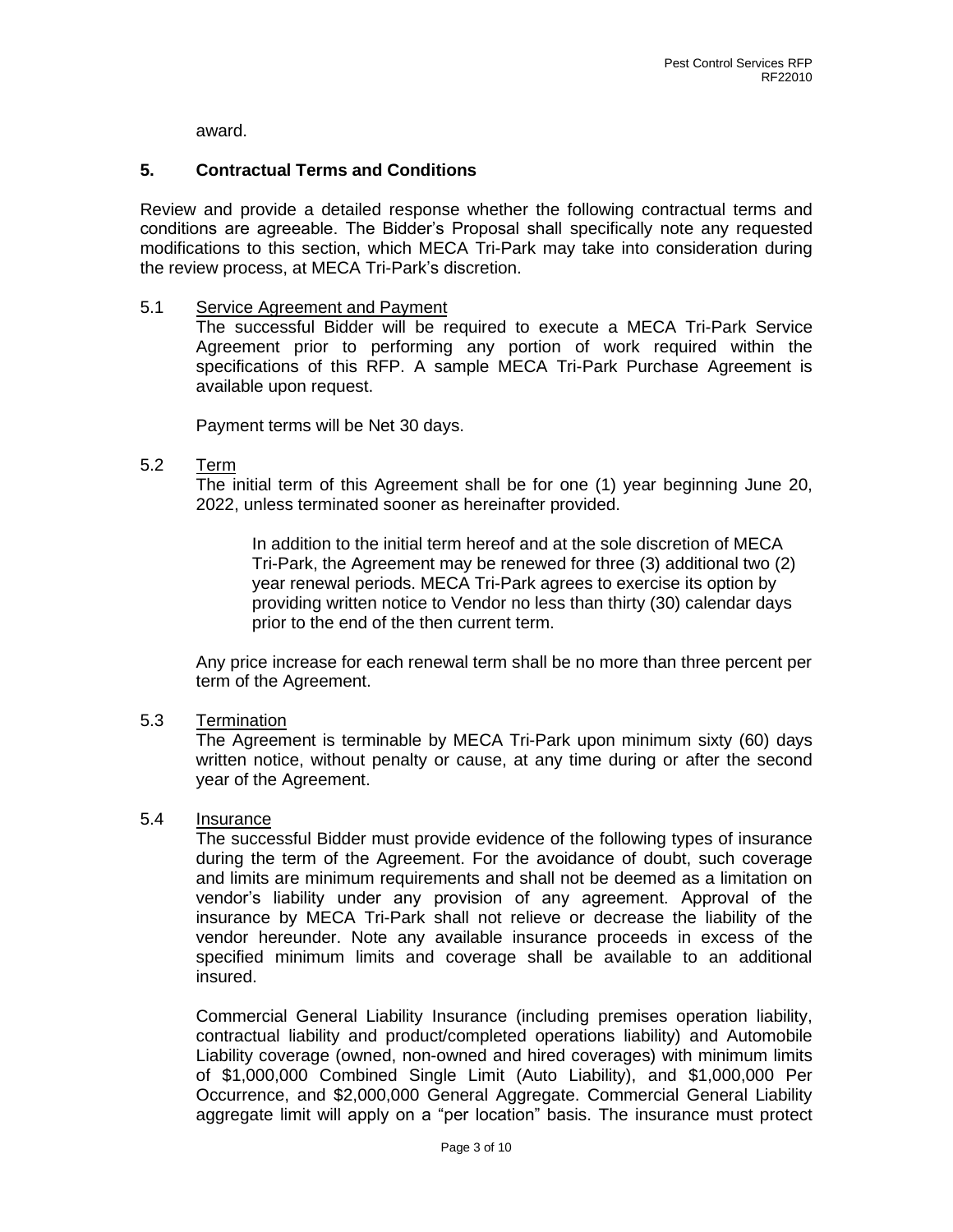award.

## 5. Contractual Terms and Conditions

Review and provide a detailed response whether the following contractual terms and conditions are agreeable. The Bidder's Proposal shall specifically note any requested modifications to this section, which MECA Tri-Park may take into consideration during the review process, at MECA Tri-Park's discretion.

### 5.1 Service Agreement and Payment

The successful Bidder will be required to execute a MECA Tri-Park Service Agreement prior to performing any portion of work required within the specifications of this RFP. A sample MECA Tri-Park Purchase Agreement is available upon request.

Payment terms will be Net 30 days.

### 5.2 Term

The initial term of this Agreement shall be for one (1) year beginning June 20, 2022, unless terminated sooner as hereinafter provided.

> In addition to the initial term hereof and at the sole discretion of MECA Tri-Park, the Agreement may be renewed for three (3) additional two (2) year renewal periods. MECA Tri-Park agrees to exercise its option by providing written notice to Vendor no less than thirty (30) calendar days prior to the end of the then current term.

Any price increase for each renewal term shall be no more than three percent per term of the Agreement.

### 5.3 Termination

The Agreement is terminable by MECA Tri-Park upon minimum sixty (60) days written notice, without penalty or cause, at any time during or after the second year of the Agreement.

### 5.4 Insurance

The successful Bidder must provide evidence of the following types of insurance during the term of the Agreement. For the avoidance of doubt, such coverage and limits are minimum requirements and shall not be deemed as a limitation on vendor's liability under any provision of any agreement. Approval of the insurance by MECA Tri-Park shall not relieve or decrease the liability of the vendor hereunder. Note any available insurance proceeds in excess of the specified minimum limits and coverage shall be available to an additional insured.

Commercial General Liability Insurance (including premises operation liability, contractual liability and product/completed operations liability) and Automobile Liability coverage (owned, non-owned and hired coverages) with minimum limits of $1,000,000 Combined Single Limit (Auto Liability), and $1,000,000 Per Occurrence, and $2,000,000 General Aggregate. Commercial General Liability aggregate limit will apply on a "per location" basis. The insurance must protect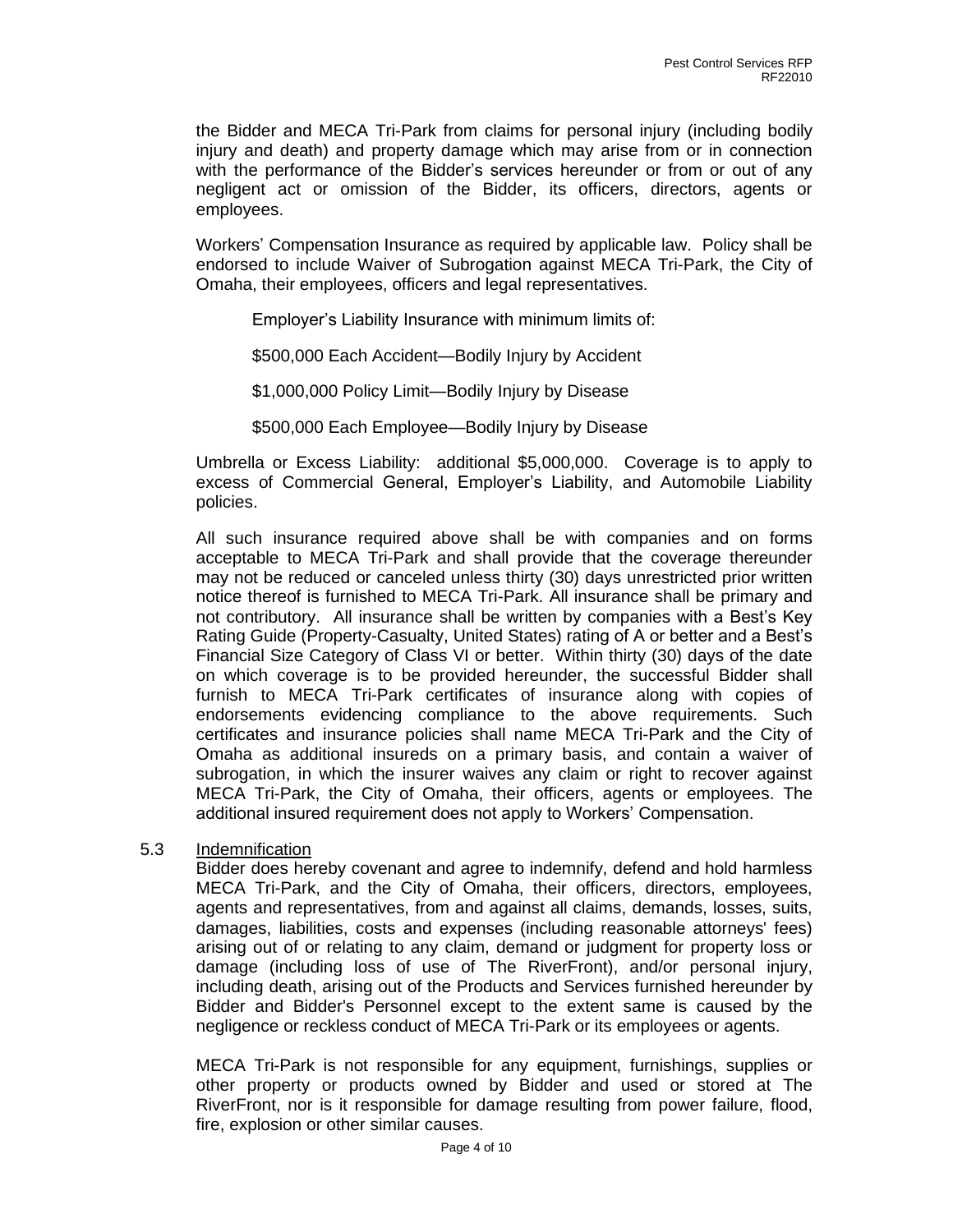the Bidder and MECA Tri-Park from claims for personal injury (including bodily injury and death) and property damage which may arise from or in connection with the performance of the Bidder's services hereunder or from or out of any negligent act or omission of the Bidder, its officers, directors, agents or employees.

Workers' Compensation Insurance as required by applicable law. Policy shall be endorsed to include Waiver of Subrogation against MECA Tri-Park, the City of Omaha, their employees, officers and legal representatives.

Employer's Liability Insurance with minimum limits of:

$500,000 Each Accident—Bodily Injury by Accident

$1,000,000 Policy Limit—Bodily Injury by Disease

$500,000 Each Employee—Bodily Injury by Disease

Umbrella or Excess Liability: additional $5,000,000. Coverage is to apply to excess of Commercial General, Employer's Liability, and Automobile Liability policies.

All such insurance required above shall be with companies and on forms acceptable to MECA Tri-Park and shall provide that the coverage thereunder may not be reduced or canceled unless thirty (30) days unrestricted prior written notice thereof is furnished to MECA Tri-Park. All insurance shall be primary and not contributory. All insurance shall be written by companies with a Best's Key Rating Guide (Property-Casualty, United States) rating of A or better and a Best's Financial Size Category of Class VI or better. Within thirty (30) days of the date on which coverage is to be provided hereunder, the successful Bidder shall furnish to MECA Tri-Park certificates of insurance along with copies of endorsements evidencing compliance to the above requirements. Such certificates and insurance policies shall name MECA Tri-Park and the City of Omaha as additional insureds on a primary basis, and contain a waiver of subrogation, in which the insurer waives any claim or right to recover against MECA Tri-Park, the City of Omaha, their officers, agents or employees. The additional insured requirement does not apply to Workers' Compensation.

5.3 Indemnification

Bidder does hereby covenant and agree to indemnify, defend and hold harmless MECA Tri-Park, and the City of Omaha, their officers, directors, employees, agents and representatives, from and against all claims, demands, losses, suits, damages, liabilities, costs and expenses (including reasonable attorneys' fees) arising out of or relating to any claim, demand or judgment for property loss or damage (including loss of use of The RiverFront), and/or personal injury, including death, arising out of the Products and Services furnished hereunder by Bidder and Bidder's Personnel except to the extent same is caused by the negligence or reckless conduct of MECA Tri-Park or its employees or agents.

MECA Tri-Park is not responsible for any equipment, furnishings, supplies or other property or products owned by Bidder and used or stored at The RiverFront, nor is it responsible for damage resulting from power failure, flood, fire, explosion or other similar causes.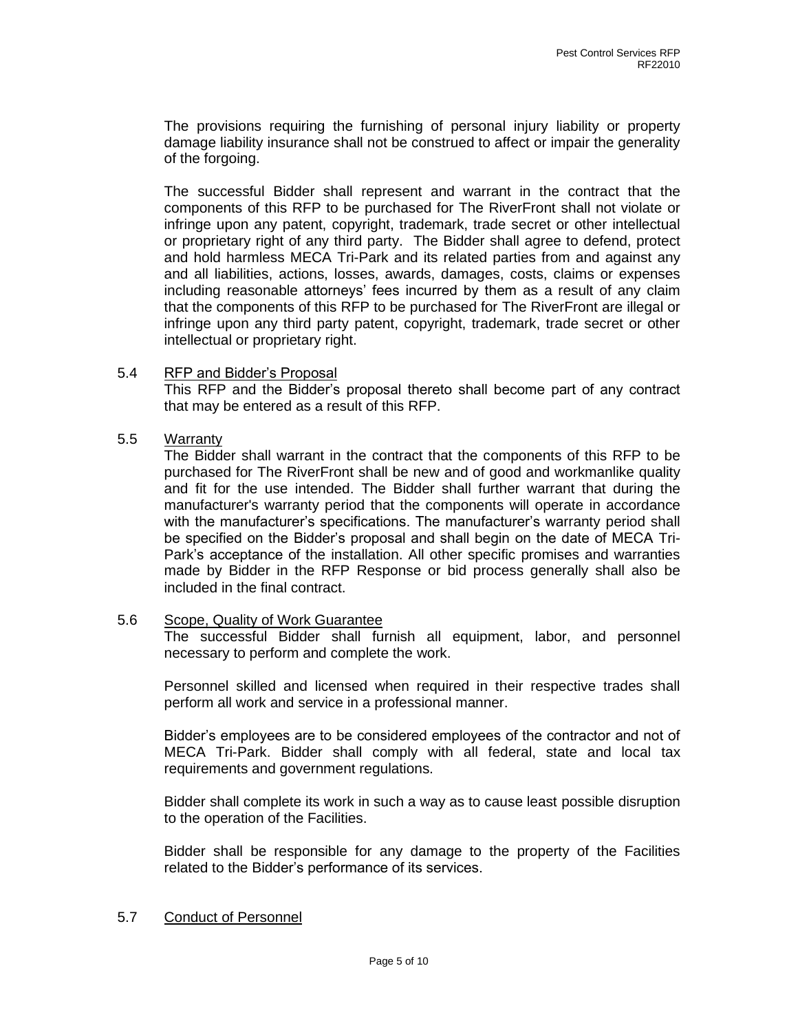The provisions requiring the furnishing of personal injury liability or property damage liability insurance shall not be construed to affect or impair the generality of the forgoing.

The successful Bidder shall represent and warrant in the contract that the components of this RFP to be purchased for The RiverFront shall not violate or infringe upon any patent, copyright, trademark, trade secret or other intellectual or proprietary right of any third party. The Bidder shall agree to defend, protect and hold harmless MECA Tri-Park and its related parties from and against any and all liabilities, actions, losses, awards, damages, costs, claims or expenses including reasonable attorneys' fees incurred by them as a result of any claim that the components of this RFP to be purchased for The RiverFront are illegal or infringe upon any third party patent, copyright, trademark, trade secret or other intellectual or proprietary right.

5.4 RFP and Bidder's Proposal

This RFP and the Bidder's proposal thereto shall become part of any contract that may be entered as a result of this RFP.

5.5 Warranty

The Bidder shall warrant in the contract that the components of this RFP to be purchased for The RiverFront shall be new and of good and workmanlike quality and fit for the use intended. The Bidder shall further warrant that during the manufacturer's warranty period that the components will operate in accordance with the manufacturer's specifications. The manufacturer's warranty period shall be specified on the Bidder's proposal and shall begin on the date of MECA Tri-Park's acceptance of the installation. All other specific promises and warranties made by Bidder in the RFP Response or bid process generally shall also be included in the final contract.

5.6 Scope, Quality of Work Guarantee

The successful Bidder shall furnish all equipment, labor, and personnel necessary to perform and complete the work.

Personnel skilled and licensed when required in their respective trades shall perform all work and service in a professional manner.

Bidder's employees are to be considered employees of the contractor and not of MECA Tri-Park. Bidder shall comply with all federal, state and local tax requirements and government regulations.

Bidder shall complete its work in such a way as to cause least possible disruption to the operation of the Facilities.

Bidder shall be responsible for any damage to the property of the Facilities related to the Bidder's performance of its services.

5.7 Conduct of Personnel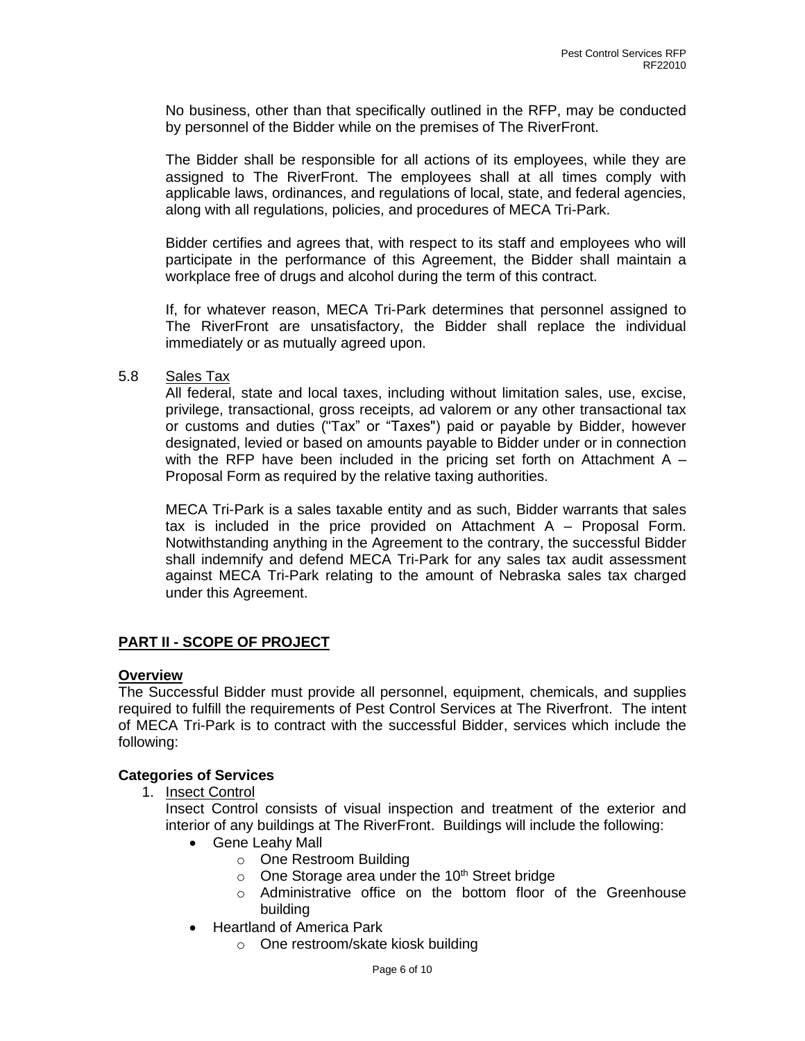No business, other than that specifically outlined in the RFP, may be conducted by personnel of the Bidder while on the premises of The RiverFront.

The Bidder shall be responsible for all actions of its employees, while they are assigned to The RiverFront. The employees shall at all times comply with applicable laws, ordinances, and regulations of local, state, and federal agencies, along with all regulations, policies, and procedures of MECA Tri-Park.

Bidder certifies and agrees that, with respect to its staff and employees who will participate in the performance of this Agreement, the Bidder shall maintain a workplace free of drugs and alcohol during the term of this contract.

If, for whatever reason, MECA Tri-Park determines that personnel assigned to The RiverFront are unsatisfactory, the Bidder shall replace the individual immediately or as mutually agreed upon.

5.8 Sales Tax

All federal, state and local taxes, including without limitation sales, use, excise, privilege, transactional, gross receipts, ad valorem or any other transactional tax or customs and duties ("Tax" or "Taxes") paid or payable by Bidder, however designated, levied or based on amounts payable to Bidder under or in connection with the RFP have been included in the pricing set forth on Attachment A – Proposal Form as required by the relative taxing authorities.

MECA Tri-Park is a sales taxable entity and as such, Bidder warrants that sales tax is included in the price provided on Attachment A – Proposal Form. Notwithstanding anything in the Agreement to the contrary, the successful Bidder shall indemnify and defend MECA Tri-Park for any sales tax audit assessment against MECA Tri-Park relating to the amount of Nebraska sales tax charged under this Agreement.

## PART II - SCOPE OF PROJECT

### Overview

The Successful Bidder must provide all personnel, equipment, chemicals, and supplies required to fulfill the requirements of Pest Control Services at The Riverfront. The intent of MECA Tri-Park is to contract with the successful Bidder, services which include the following:

### Categories of Services

1. Insect Control

   Insect Control consists of visual inspection and treatment of the exterior and interior of any buildings at The RiverFront. Buildings will include the following:

   - Gene Leahy Mall
     - One Restroom Building
     - One Storage area under the 10th Street bridge
     - Administrative office on the bottom floor of the Greenhouse building
   - Heartland of America Park
     - One restroom/skate kiosk building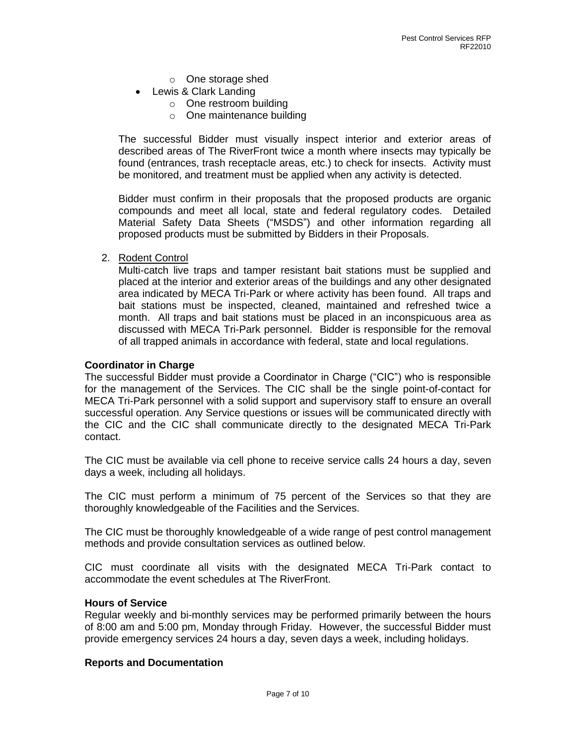- One storage shed
- Lewis & Clark Landing
    - One restroom building
    - One maintenance building

The successful Bidder must visually inspect interior and exterior areas of described areas of The RiverFront twice a month where insects may typically be found (entrances, trash receptacle areas, etc.) to check for insects. Activity must be monitored, and treatment must be applied when any activity is detected.

Bidder must confirm in their proposals that the proposed products are organic compounds and meet all local, state and federal regulatory codes. Detailed Material Safety Data Sheets ("MSDS") and other information regarding all proposed products must be submitted by Bidders in their Proposals.

2. Rodent Control

   Multi-catch live traps and tamper resistant bait stations must be supplied and placed at the interior and exterior areas of the buildings and any other designated area indicated by MECA Tri-Park or where activity has been found. All traps and bait stations must be inspected, cleaned, maintained and refreshed twice a month. All traps and bait stations must be placed in an inconspicuous area as discussed with MECA Tri-Park personnel. Bidder is responsible for the removal of all trapped animals in accordance with federal, state and local regulations.

**Coordinator in Charge**

The successful Bidder must provide a Coordinator in Charge ("CIC") who is responsible for the management of the Services. The CIC shall be the single point-of-contact for MECA Tri-Park personnel with a solid support and supervisory staff to ensure an overall successful operation. Any Service questions or issues will be communicated directly with the CIC and the CIC shall communicate directly to the designated MECA Tri-Park contact.

The CIC must be available via cell phone to receive service calls 24 hours a day, seven days a week, including all holidays.

The CIC must perform a minimum of 75 percent of the Services so that they are thoroughly knowledgeable of the Facilities and the Services.

The CIC must be thoroughly knowledgeable of a wide range of pest control management methods and provide consultation services as outlined below.

CIC must coordinate all visits with the designated MECA Tri-Park contact to accommodate the event schedules at The RiverFront.

**Hours of Service**

Regular weekly and bi-monthly services may be performed primarily between the hours of 8:00 am and 5:00 pm, Monday through Friday. However, the successful Bidder must provide emergency services 24 hours a day, seven days a week, including holidays.

**Reports and Documentation**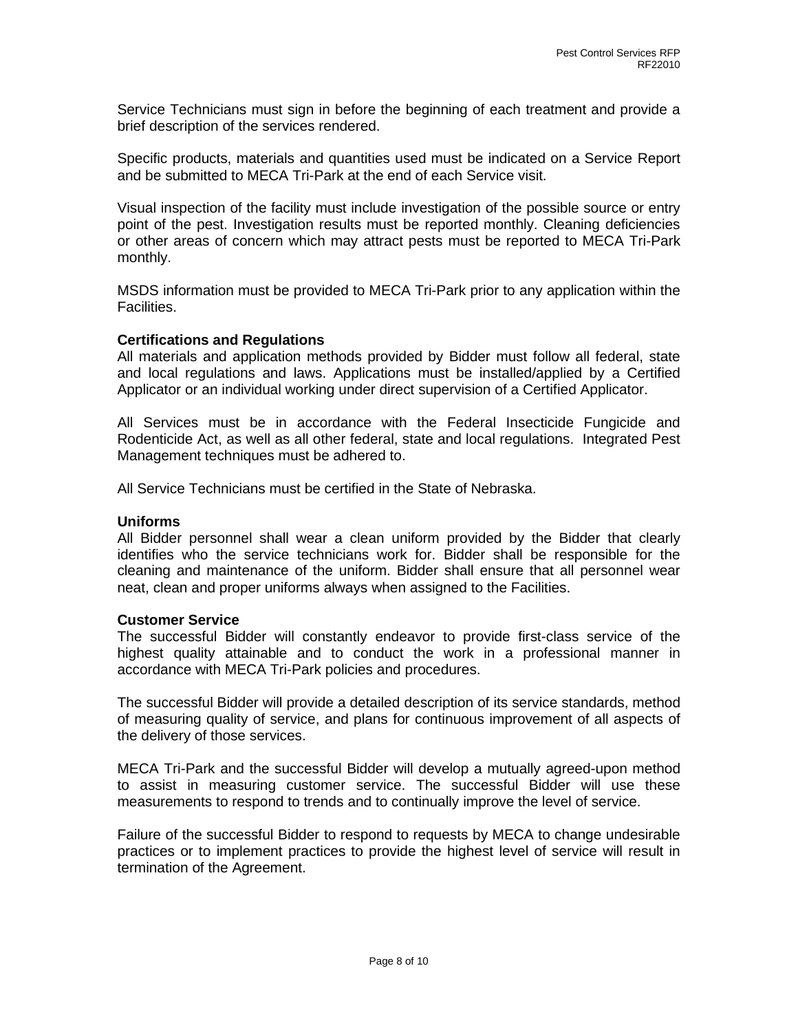Service Technicians must sign in before the beginning of each treatment and provide a brief description of the services rendered.

Specific products, materials and quantities used must be indicated on a Service Report and be submitted to MECA Tri-Park at the end of each Service visit.

Visual inspection of the facility must include investigation of the possible source or entry point of the pest. Investigation results must be reported monthly. Cleaning deficiencies or other areas of concern which may attract pests must be reported to MECA Tri-Park monthly.

MSDS information must be provided to MECA Tri-Park prior to any application within the Facilities.

**Certifications and Regulations**

All materials and application methods provided by Bidder must follow all federal, state and local regulations and laws. Applications must be installed/applied by a Certified Applicator or an individual working under direct supervision of a Certified Applicator.

All Services must be in accordance with the Federal Insecticide Fungicide and Rodenticide Act, as well as all other federal, state and local regulations. Integrated Pest Management techniques must be adhered to.

All Service Technicians must be certified in the State of Nebraska.

**Uniforms**

All Bidder personnel shall wear a clean uniform provided by the Bidder that clearly identifies who the service technicians work for. Bidder shall be responsible for the cleaning and maintenance of the uniform. Bidder shall ensure that all personnel wear neat, clean and proper uniforms always when assigned to the Facilities.

**Customer Service**

The successful Bidder will constantly endeavor to provide first-class service of the highest quality attainable and to conduct the work in a professional manner in accordance with MECA Tri-Park policies and procedures.

The successful Bidder will provide a detailed description of its service standards, method of measuring quality of service, and plans for continuous improvement of all aspects of the delivery of those services.

MECA Tri-Park and the successful Bidder will develop a mutually agreed-upon method to assist in measuring customer service. The successful Bidder will use these measurements to respond to trends and to continually improve the level of service.

Failure of the successful Bidder to respond to requests by MECA to change undesirable practices or to implement practices to provide the highest level of service will result in termination of the Agreement.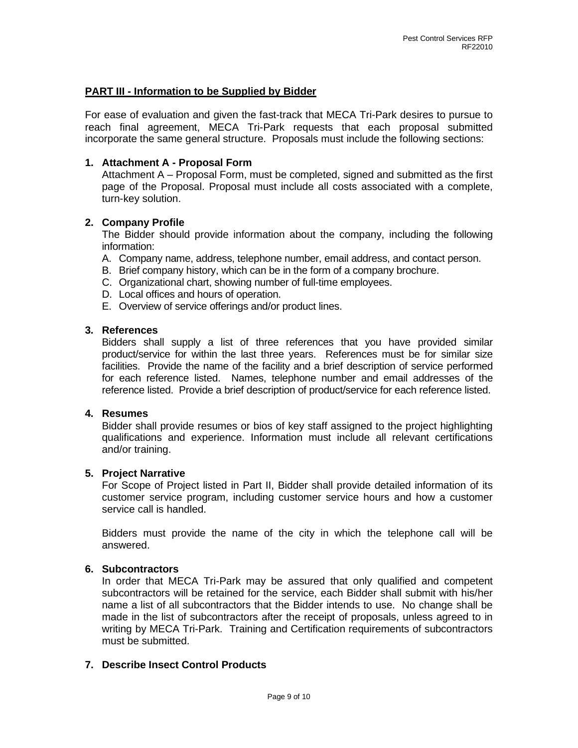## PART III - Information to be Supplied by Bidder

For ease of evaluation and given the fast-track that MECA Tri-Park desires to pursue to reach final agreement, MECA Tri-Park requests that each proposal submitted incorporate the same general structure. Proposals must include the following sections:

### 1. Attachment A - Proposal Form

Attachment A – Proposal Form, must be completed, signed and submitted as the first page of the Proposal. Proposal must include all costs associated with a complete, turn-key solution.

### 2. Company Profile

The Bidder should provide information about the company, including the following information:

A. Company name, address, telephone number, email address, and contact person.
B. Brief company history, which can be in the form of a company brochure.
C. Organizational chart, showing number of full-time employees.
D. Local offices and hours of operation.
E. Overview of service offerings and/or product lines.

### 3. References

Bidders shall supply a list of three references that you have provided similar product/service for within the last three years. References must be for similar size facilities. Provide the name of the facility and a brief description of service performed for each reference listed. Names, telephone number and email addresses of the reference listed. Provide a brief description of product/service for each reference listed.

### 4. Resumes

Bidder shall provide resumes or bios of key staff assigned to the project highlighting qualifications and experience. Information must include all relevant certifications and/or training.

### 5. Project Narrative

For Scope of Project listed in Part II, Bidder shall provide detailed information of its customer service program, including customer service hours and how a customer service call is handled.

Bidders must provide the name of the city in which the telephone call will be answered.

### 6. Subcontractors

In order that MECA Tri-Park may be assured that only qualified and competent subcontractors will be retained for the service, each Bidder shall submit with his/her name a list of all subcontractors that the Bidder intends to use. No change shall be made in the list of subcontractors after the receipt of proposals, unless agreed to in writing by MECA Tri-Park. Training and Certification requirements of subcontractors must be submitted.

### 7. Describe Insect Control Products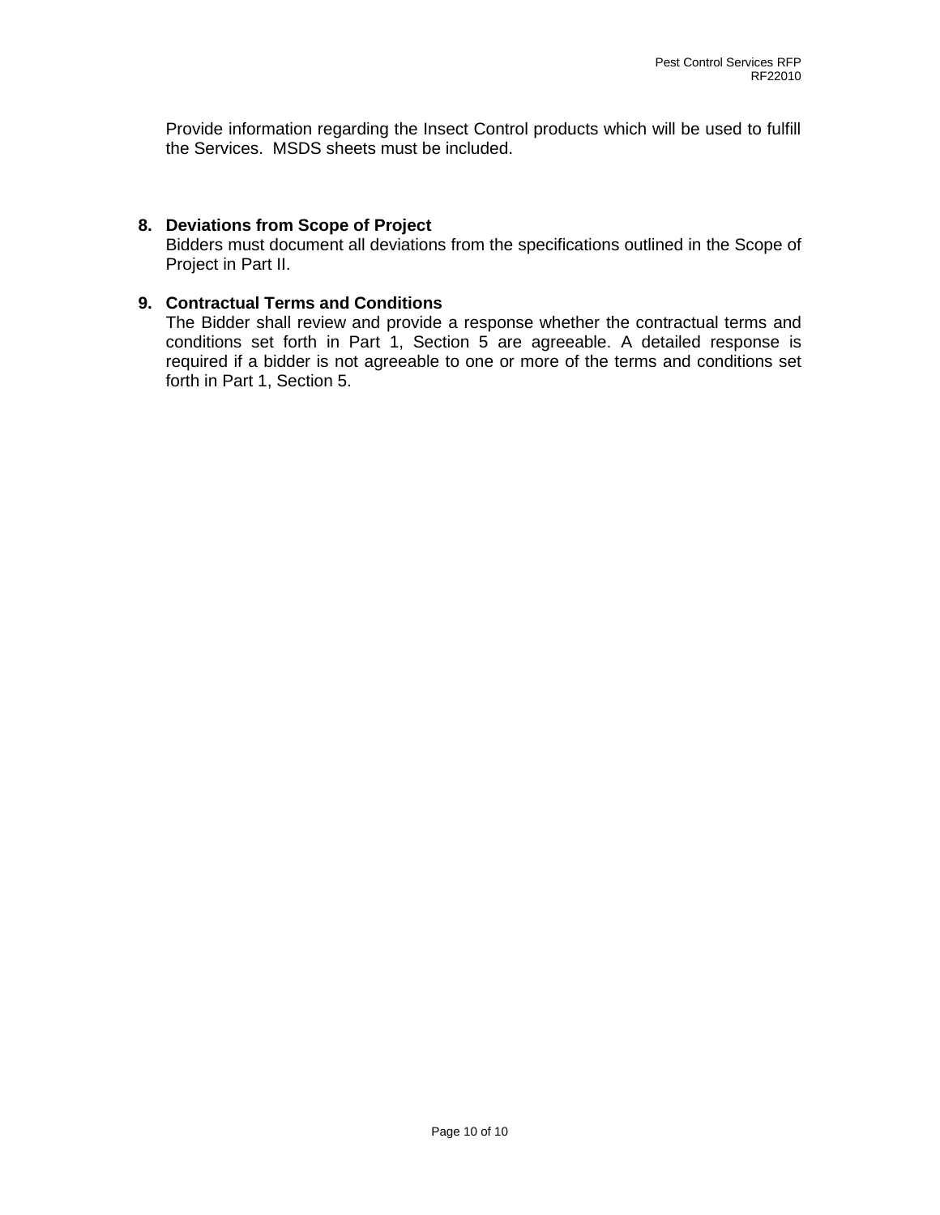Provide information regarding the Insect Control products which will be used to fulfill the Services. MSDS sheets must be included.

**8. Deviations from Scope of Project**

Bidders must document all deviations from the specifications outlined in the Scope of Project in Part II.

**9. Contractual Terms and Conditions**

The Bidder shall review and provide a response whether the contractual terms and conditions set forth in Part 1, Section 5 are agreeable. A detailed response is required if a bidder is not agreeable to one or more of the terms and conditions set forth in Part 1, Section 5.